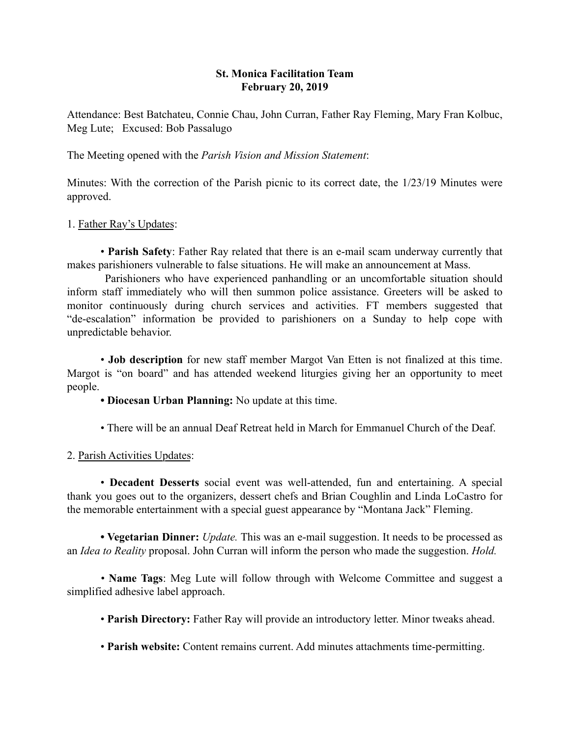**St. Monica Facilitation Team**
**February 20, 2019**

Attendance: Best Batchateu, Connie Chau, John Curran, Father Ray Fleming, Mary Fran Kolbuc, Meg Lute; Excused: Bob Passalugo

The Meeting opened with the *Parish Vision and Mission Statement*:

Minutes: With the correction of the Parish picnic to its correct date, the 1/23/19 Minutes were approved.

1. Father Ray's Updates:

• **Parish Safety**: Father Ray related that there is an e-mail scam underway currently that makes parishioners vulnerable to false situations. He will make an announcement at Mass.

Parishioners who have experienced panhandling or an uncomfortable situation should inform staff immediately who will then summon police assistance. Greeters will be asked to monitor continuously during church services and activities. FT members suggested that "de-escalation" information be provided to parishioners on a Sunday to help cope with unpredictable behavior.

• **Job description** for new staff member Margot Van Etten is not finalized at this time. Margot is "on board" and has attended weekend liturgies giving her an opportunity to meet people.

**• Diocesan Urban Planning:** No update at this time.

• There will be an annual Deaf Retreat held in March for Emmanuel Church of the Deaf.

2. Parish Activities Updates:

• **Decadent Desserts** social event was well-attended, fun and entertaining. A special thank you goes out to the organizers, dessert chefs and Brian Coughlin and Linda LoCastro for the memorable entertainment with a special guest appearance by "Montana Jack" Fleming.

**• Vegetarian Dinner:** *Update.* This was an e-mail suggestion. It needs to be processed as an *Idea to Reality* proposal. John Curran will inform the person who made the suggestion. *Hold.*

• **Name Tags**: Meg Lute will follow through with Welcome Committee and suggest a simplified adhesive label approach.

• **Parish Directory:** Father Ray will provide an introductory letter. Minor tweaks ahead.

• **Parish website:** Content remains current. Add minutes attachments time-permitting.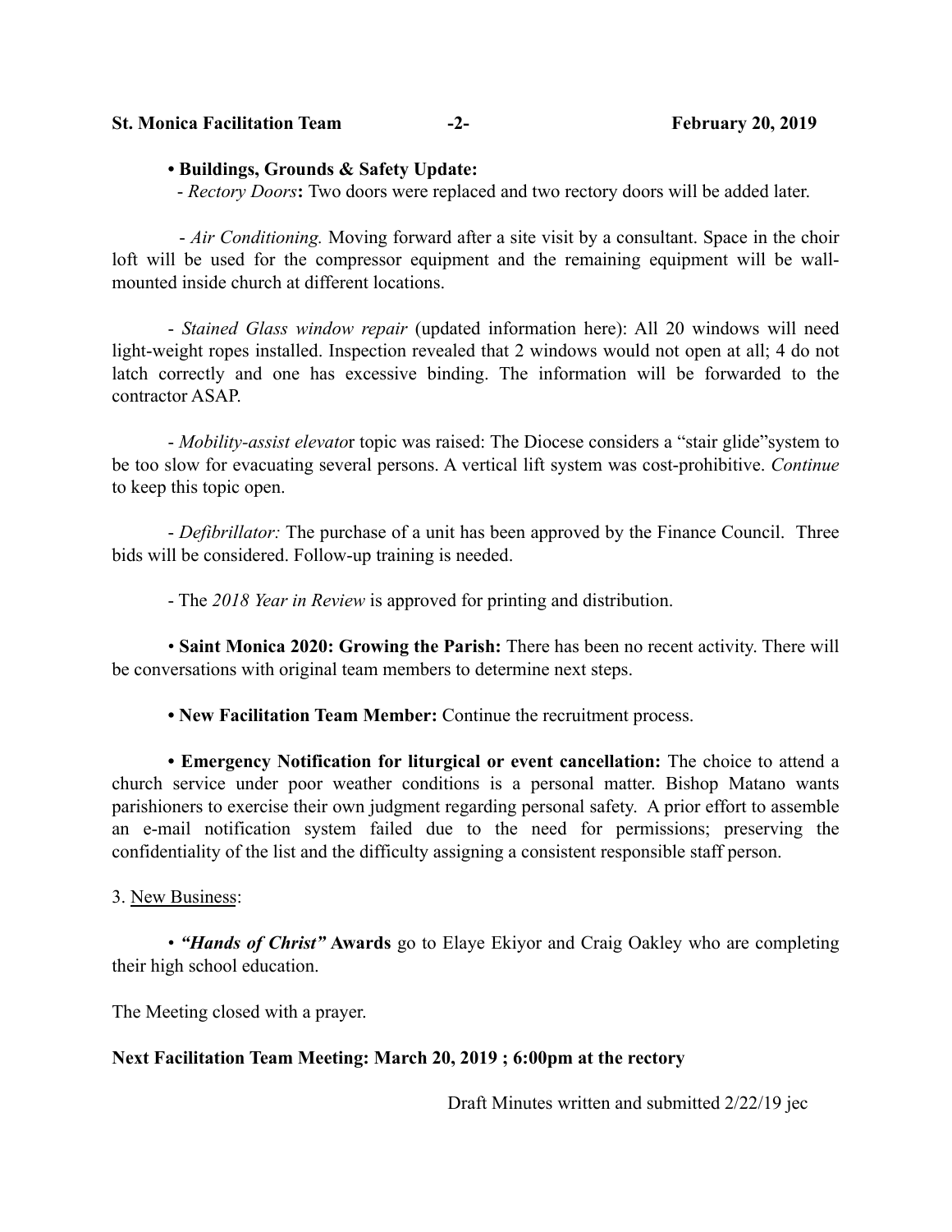**• Buildings, Grounds & Safety Update:**

- *Rectory Doors***:** Two doors were replaced and two rectory doors will be added later.

- *Air Conditioning.* Moving forward after a site visit by a consultant. Space in the choir loft will be used for the compressor equipment and the remaining equipment will be wall-mounted inside church at different locations.

- *Stained Glass window repair* (updated information here): All 20 windows will need light-weight ropes installed. Inspection revealed that 2 windows would not open at all; 4 do not latch correctly and one has excessive binding. The information will be forwarded to the contractor ASAP.

- *Mobility-assist elevato*r topic was raised: The Diocese considers a "stair glide"system to be too slow for evacuating several persons. A vertical lift system was cost-prohibitive. *Continue* to keep this topic open.

- *Defibrillator:* The purchase of a unit has been approved by the Finance Council. Three bids will be considered. Follow-up training is needed.

- The *2018 Year in Review* is approved for printing and distribution.

• **Saint Monica 2020: Growing the Parish:** There has been no recent activity. There will be conversations with original team members to determine next steps.

**• New Facilitation Team Member:** Continue the recruitment process.

**• Emergency Notification for liturgical or event cancellation:** The choice to attend a church service under poor weather conditions is a personal matter. Bishop Matano wants parishioners to exercise their own judgment regarding personal safety. A prior effort to assemble an e-mail notification system failed due to the need for permissions; preserving the confidentiality of the list and the difficulty assigning a consistent responsible staff person.

3. New Business:

• ***"Hands of Christ"* Awards** go to Elaye Ekiyor and Craig Oakley who are completing their high school education.

The Meeting closed with a prayer.

**Next Facilitation Team Meeting: March 20, 2019 ; 6:00pm at the rectory**

Draft Minutes written and submitted 2/22/19 jec